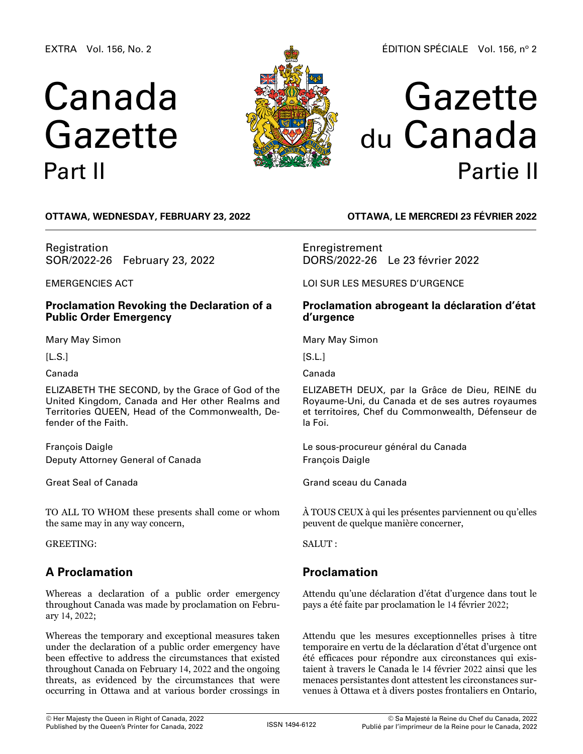EXTRA Vol. 156, No. 2

# Canada Gazette Part II

ÉDITION SPÉCIALE Vol. 156, nº 2

# Gazette du Canada Partie II

**OTTAWA, WEDNESDAY, FEBRUARY 23, 2022**

Registration
SOR/2022-26 February 23, 2022

EMERGENCIES ACT

### Proclamation Revoking the Declaration of a Public Order Emergency

Mary May Simon

[L.S.]

Canada

ELIZABETH THE SECOND, by the Grace of God of the United Kingdom, Canada and Her other Realms and Territories QUEEN, Head of the Commonwealth, Defender of the Faith.

François Daigle
Deputy Attorney General of Canada

Great Seal of Canada

TO ALL TO WHOM these presents shall come or whom the same may in any way concern,

GREETING:

## A Proclamation

Whereas a declaration of a public order emergency throughout Canada was made by proclamation on February 14, 2022;

Whereas the temporary and exceptional measures taken under the declaration of a public order emergency have been effective to address the circumstances that existed throughout Canada on February 14, 2022 and the ongoing threats, as evidenced by the circumstances that were occurring in Ottawa and at various border crossings in

**OTTAWA, LE MERCREDI 23 FÉVRIER 2022**

Enregistrement
DORS/2022-26 Le 23 février 2022

LOI SUR LES MESURES D'URGENCE

### Proclamation abrogeant la déclaration d'état d'urgence

Mary May Simon

[S.L.]

Canada

ELIZABETH DEUX, par la Grâce de Dieu, REINE du Royaume-Uni, du Canada et de ses autres royaumes et territoires, Chef du Commonwealth, Défenseur de la Foi.

Le sous-procureur général du Canada
François Daigle

Grand sceau du Canada

À TOUS CEUX à qui les présentes parviennent ou qu'elles peuvent de quelque manière concerner,

SALUT :

## Proclamation

Attendu qu'une déclaration d'état d'urgence dans tout le pays a été faite par proclamation le 14 février 2022;

Attendu que les mesures exceptionnelles prises à titre temporaire en vertu de la déclaration d'état d'urgence ont été efficaces pour répondre aux circonstances qui existaient à travers le Canada le 14 février 2022 ainsi que les menaces persistantes dont attestent les circonstances survenues à Ottawa et à divers postes frontaliers en Ontario,

© Her Majesty the Queen in Right of Canada, 2022
Published by the Queen's Printer for Canada, 2022

ISSN 1494-6122

© Sa Majesté la Reine du Chef du Canada, 2022
Publié par l'imprimeur de la Reine pour le Canada, 2022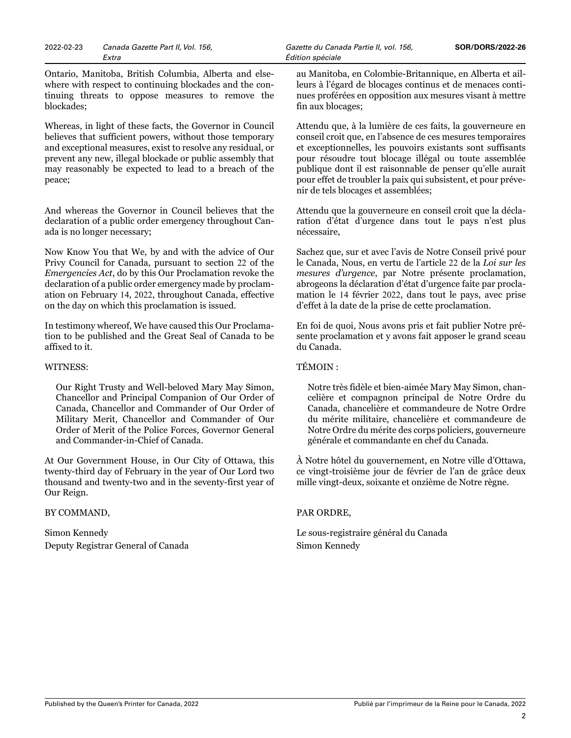Ontario, Manitoba, British Columbia, Alberta and elsewhere with respect to continuing blockades and the continuing threats to oppose measures to remove the blockades;

Whereas, in light of these facts, the Governor in Council believes that sufficient powers, without those temporary and exceptional measures, exist to resolve any residual, or prevent any new, illegal blockade or public assembly that may reasonably be expected to lead to a breach of the peace;

And whereas the Governor in Council believes that the declaration of a public order emergency throughout Canada is no longer necessary;

Now Know You that We, by and with the advice of Our Privy Council for Canada, pursuant to section 22 of the *Emergencies Act*, do by this Our Proclamation revoke the declaration of a public order emergency made by proclamation on February 14, 2022, throughout Canada, effective on the day on which this proclamation is issued.

In testimony whereof, We have caused this Our Proclamation to be published and the Great Seal of Canada to be affixed to it.

WITNESS:

Our Right Trusty and Well-beloved Mary May Simon, Chancellor and Principal Companion of Our Order of Canada, Chancellor and Commander of Our Order of Military Merit, Chancellor and Commander of Our Order of Merit of the Police Forces, Governor General and Commander-in-Chief of Canada.

At Our Government House, in Our City of Ottawa, this twenty-third day of February in the year of Our Lord two thousand and twenty-two and in the seventy-first year of Our Reign.

BY COMMAND,

Simon Kennedy
Deputy Registrar General of Canada

au Manitoba, en Colombie-Britannique, en Alberta et ailleurs à l'égard de blocages continus et de menaces continues proférées en opposition aux mesures visant à mettre fin aux blocages;

Attendu que, à la lumière de ces faits, la gouverneure en conseil croit que, en l'absence de ces mesures temporaires et exceptionnelles, les pouvoirs existants sont suffisants pour résoudre tout blocage illégal ou toute assemblée publique dont il est raisonnable de penser qu'elle aurait pour effet de troubler la paix qui subsistent, et pour prévenir de tels blocages et assemblées;

Attendu que la gouverneure en conseil croit que la déclaration d'état d'urgence dans tout le pays n'est plus nécessaire,

Sachez que, sur et avec l'avis de Notre Conseil privé pour le Canada, Nous, en vertu de l'article 22 de la *Loi sur les mesures d'urgence*, par Notre présente proclamation, abrogeons la déclaration d'état d'urgence faite par proclamation le 14 février 2022, dans tout le pays, avec prise d'effet à la date de la prise de cette proclamation.

En foi de quoi, Nous avons pris et fait publier Notre présente proclamation et y avons fait apposer le grand sceau du Canada.

TÉMOIN :

Notre très fidèle et bien-aimée Mary May Simon, chancelière et compagnon principal de Notre Ordre du Canada, chancelière et commandeure de Notre Ordre du mérite militaire, chancelière et commandeure de Notre Ordre du mérite des corps policiers, gouverneure générale et commandante en chef du Canada.

À Notre hôtel du gouvernement, en Notre ville d'Ottawa, ce vingt-troisième jour de février de l'an de grâce deux mille vingt-deux, soixante et onzième de Notre règne.

PAR ORDRE,

Le sous-registraire général du Canada
Simon Kennedy